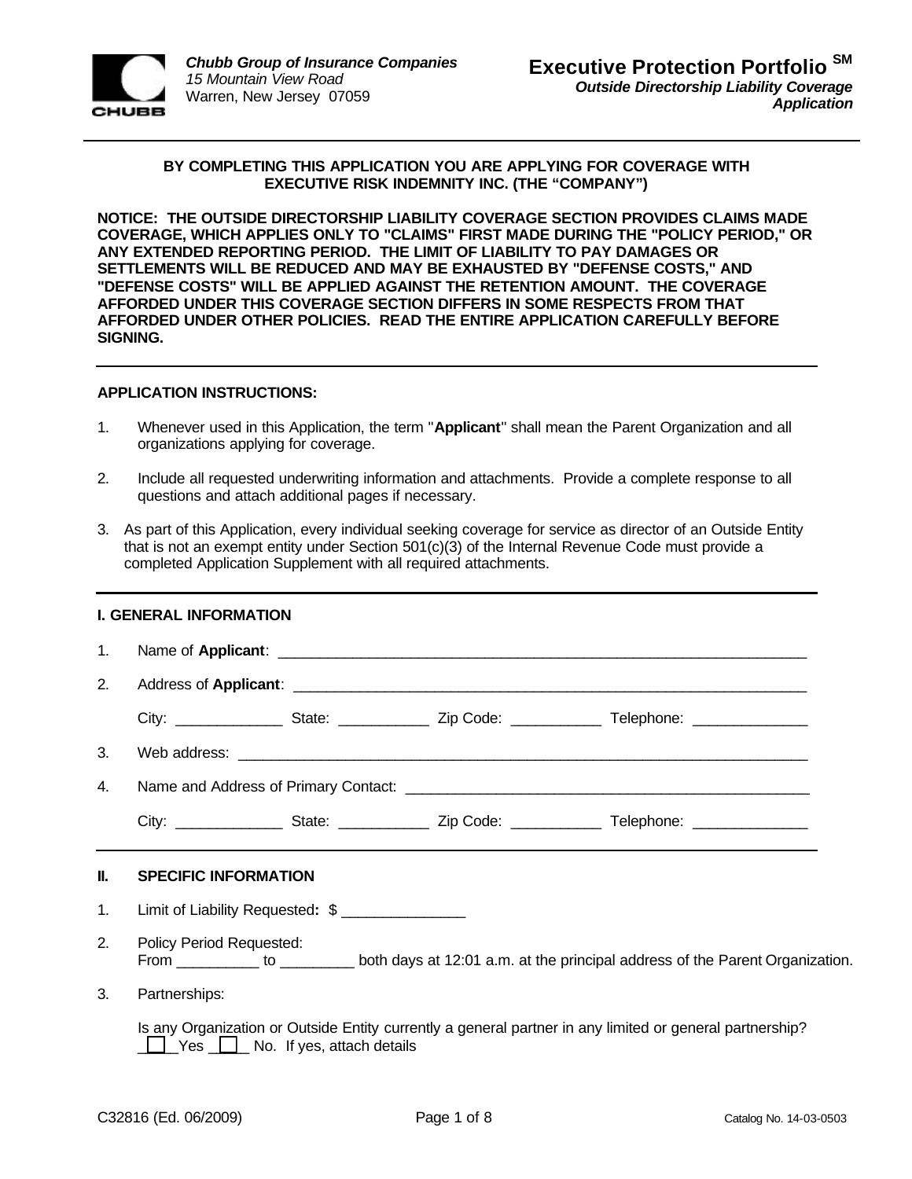**Chubb Group of Insurance Companies**
15 Mountain View Road
Warren, New Jersey 07059

# Executive Protection Portfolio SM

***Outside Directorship Liability Coverage Application***

---

**BY COMPLETING THIS APPLICATION YOU ARE APPLYING FOR COVERAGE WITH EXECUTIVE RISK INDEMNITY INC. (THE "COMPANY")**

**NOTICE: THE OUTSIDE DIRECTORSHIP LIABILITY COVERAGE SECTION PROVIDES CLAIMS MADE COVERAGE, WHICH APPLIES ONLY TO "CLAIMS" FIRST MADE DURING THE "POLICY PERIOD," OR ANY EXTENDED REPORTING PERIOD. THE LIMIT OF LIABILITY TO PAY DAMAGES OR SETTLEMENTS WILL BE REDUCED AND MAY BE EXHAUSTED BY "DEFENSE COSTS," AND "DEFENSE COSTS" WILL BE APPLIED AGAINST THE RETENTION AMOUNT. THE COVERAGE AFFORDED UNDER THIS COVERAGE SECTION DIFFERS IN SOME RESPECTS FROM THAT AFFORDED UNDER OTHER POLICIES. READ THE ENTIRE APPLICATION CAREFULLY BEFORE SIGNING.**

---

**APPLICATION INSTRUCTIONS:**

1. Whenever used in this Application, the term "**Applicant**" shall mean the Parent Organization and all organizations applying for coverage.
2. Include all requested underwriting information and attachments. Provide a complete response to all questions and attach additional pages if necessary.
3. As part of this Application, every individual seeking coverage for service as director of an Outside Entity that is not an exempt entity under Section 501(c)(3) of the Internal Revenue Code must provide a completed Application Supplement with all required attachments.

---

## I. GENERAL INFORMATION

1. Name of **Applicant**: ____________________
2. Address of **Applicant**: ____________________

   City: __________ State: __________ Zip Code: __________ Telephone: __________
3. Web address: ____________________
4. Name and Address of Primary Contact: ____________________

   City: __________ State: __________ Zip Code: __________ Telephone: __________

---

## II. SPECIFIC INFORMATION

1. Limit of Liability Requested**:** $ __________
2. Policy Period Requested:
   From __________ to __________ both days at 12:01 a.m. at the principal address of the Parent Organization.
3. Partnerships:

   Is any Organization or Outside Entity currently a general partner in any limited or general partnership?
   ☐ Yes ☐ No. If yes, attach details

C32816 (Ed. 06/2009) Catalog No. 14-03-0503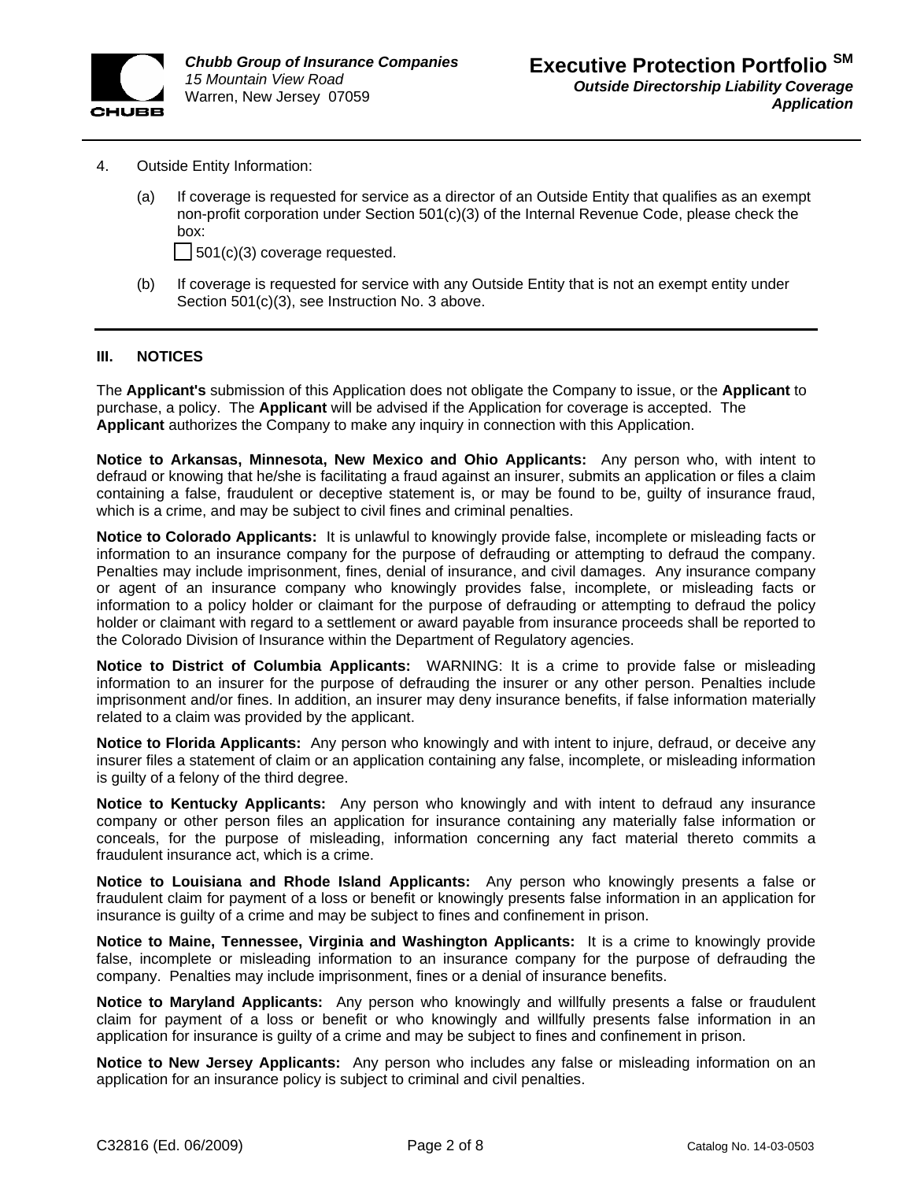4. Outside Entity Information:

   (a) If coverage is requested for service as a director of an Outside Entity that qualifies as an exempt non-profit corporation under Section 501(c)(3) of the Internal Revenue Code, please check the box:

   ☐ 501(c)(3) coverage requested.

   (b) If coverage is requested for service with any Outside Entity that is not an exempt entity under Section 501(c)(3), see Instruction No. 3 above.

## III. NOTICES

The **Applicant's** submission of this Application does not obligate the Company to issue, or the **Applicant** to purchase, a policy. The **Applicant** will be advised if the Application for coverage is accepted. The **Applicant** authorizes the Company to make any inquiry in connection with this Application.

**Notice to Arkansas, Minnesota, New Mexico and Ohio Applicants:** Any person who, with intent to defraud or knowing that he/she is facilitating a fraud against an insurer, submits an application or files a claim containing a false, fraudulent or deceptive statement is, or may be found to be, guilty of insurance fraud, which is a crime, and may be subject to civil fines and criminal penalties.

**Notice to Colorado Applicants:** It is unlawful to knowingly provide false, incomplete or misleading facts or information to an insurance company for the purpose of defrauding or attempting to defraud the company. Penalties may include imprisonment, fines, denial of insurance, and civil damages. Any insurance company or agent of an insurance company who knowingly provides false, incomplete, or misleading facts or information to a policy holder or claimant for the purpose of defrauding or attempting to defraud the policy holder or claimant with regard to a settlement or award payable from insurance proceeds shall be reported to the Colorado Division of Insurance within the Department of Regulatory agencies.

**Notice to District of Columbia Applicants:** WARNING: It is a crime to provide false or misleading information to an insurer for the purpose of defrauding the insurer or any other person. Penalties include imprisonment and/or fines. In addition, an insurer may deny insurance benefits, if false information materially related to a claim was provided by the applicant.

**Notice to Florida Applicants:** Any person who knowingly and with intent to injure, defraud, or deceive any insurer files a statement of claim or an application containing any false, incomplete, or misleading information is guilty of a felony of the third degree.

**Notice to Kentucky Applicants:** Any person who knowingly and with intent to defraud any insurance company or other person files an application for insurance containing any materially false information or conceals, for the purpose of misleading, information concerning any fact material thereto commits a fraudulent insurance act, which is a crime.

**Notice to Louisiana and Rhode Island Applicants:** Any person who knowingly presents a false or fraudulent claim for payment of a loss or benefit or knowingly presents false information in an application for insurance is guilty of a crime and may be subject to fines and confinement in prison.

**Notice to Maine, Tennessee, Virginia and Washington Applicants:** It is a crime to knowingly provide false, incomplete or misleading information to an insurance company for the purpose of defrauding the company. Penalties may include imprisonment, fines or a denial of insurance benefits.

**Notice to Maryland Applicants:** Any person who knowingly and willfully presents a false or fraudulent claim for payment of a loss or benefit or who knowingly and willfully presents false information in an application for insurance is guilty of a crime and may be subject to fines and confinement in prison.

**Notice to New Jersey Applicants:** Any person who includes any false or misleading information on an application for an insurance policy is subject to criminal and civil penalties.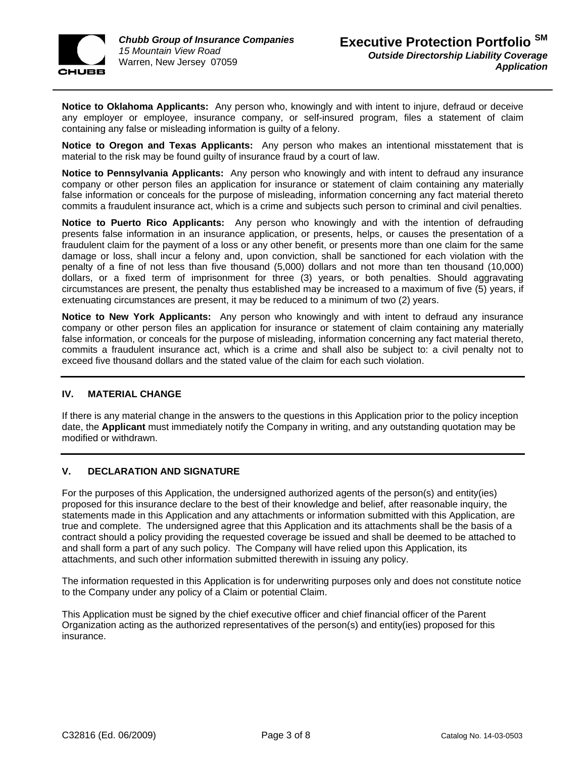**Notice to Oklahoma Applicants:** Any person who, knowingly and with intent to injure, defraud or deceive any employer or employee, insurance company, or self-insured program, files a statement of claim containing any false or misleading information is guilty of a felony.

**Notice to Oregon and Texas Applicants:** Any person who makes an intentional misstatement that is material to the risk may be found guilty of insurance fraud by a court of law.

**Notice to Pennsylvania Applicants:** Any person who knowingly and with intent to defraud any insurance company or other person files an application for insurance or statement of claim containing any materially false information or conceals for the purpose of misleading, information concerning any fact material thereto commits a fraudulent insurance act, which is a crime and subjects such person to criminal and civil penalties.

**Notice to Puerto Rico Applicants:** Any person who knowingly and with the intention of defrauding presents false information in an insurance application, or presents, helps, or causes the presentation of a fraudulent claim for the payment of a loss or any other benefit, or presents more than one claim for the same damage or loss, shall incur a felony and, upon conviction, shall be sanctioned for each violation with the penalty of a fine of not less than five thousand (5,000) dollars and not more than ten thousand (10,000) dollars, or a fixed term of imprisonment for three (3) years, or both penalties. Should aggravating circumstances are present, the penalty thus established may be increased to a maximum of five (5) years, if extenuating circumstances are present, it may be reduced to a minimum of two (2) years.

**Notice to New York Applicants:** Any person who knowingly and with intent to defraud any insurance company or other person files an application for insurance or statement of claim containing any materially false information, or conceals for the purpose of misleading, information concerning any fact material thereto, commits a fraudulent insurance act, which is a crime and shall also be subject to: a civil penalty not to exceed five thousand dollars and the stated value of the claim for each such violation.

## IV. MATERIAL CHANGE

If there is any material change in the answers to the questions in this Application prior to the policy inception date, the **Applicant** must immediately notify the Company in writing, and any outstanding quotation may be modified or withdrawn.

## V. DECLARATION AND SIGNATURE

For the purposes of this Application, the undersigned authorized agents of the person(s) and entity(ies) proposed for this insurance declare to the best of their knowledge and belief, after reasonable inquiry, the statements made in this Application and any attachments or information submitted with this Application, are true and complete. The undersigned agree that this Application and its attachments shall be the basis of a contract should a policy providing the requested coverage be issued and shall be deemed to be attached to and shall form a part of any such policy. The Company will have relied upon this Application, its attachments, and such other information submitted therewith in issuing any policy.

The information requested in this Application is for underwriting purposes only and does not constitute notice to the Company under any policy of a Claim or potential Claim.

This Application must be signed by the chief executive officer and chief financial officer of the Parent Organization acting as the authorized representatives of the person(s) and entity(ies) proposed for this insurance.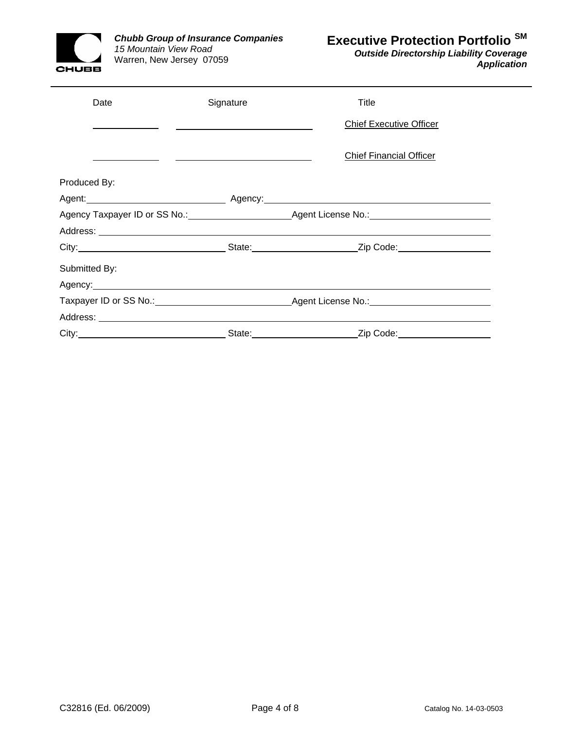| Date | Signature | Title |
| --- | --- | --- |
| ____________ | ________________________ | Chief Executive Officer |
| ____________ | ________________________ | Chief Financial Officer |

Produced By:

Agent: ________________________ Agency: ________________________________________

Agency Taxpayer ID or SS No.: __________________ Agent License No.: ____________________

Address: ______________________________________________________________________

City: __________________________ State: __________________ Zip Code: ________________

Submitted By:

Agency: _______________________________________________________________________

Taxpayer ID or SS No.: ________________________ Agent License No.: ____________________

Address: ______________________________________________________________________

City: __________________________ State: __________________ Zip Code: ________________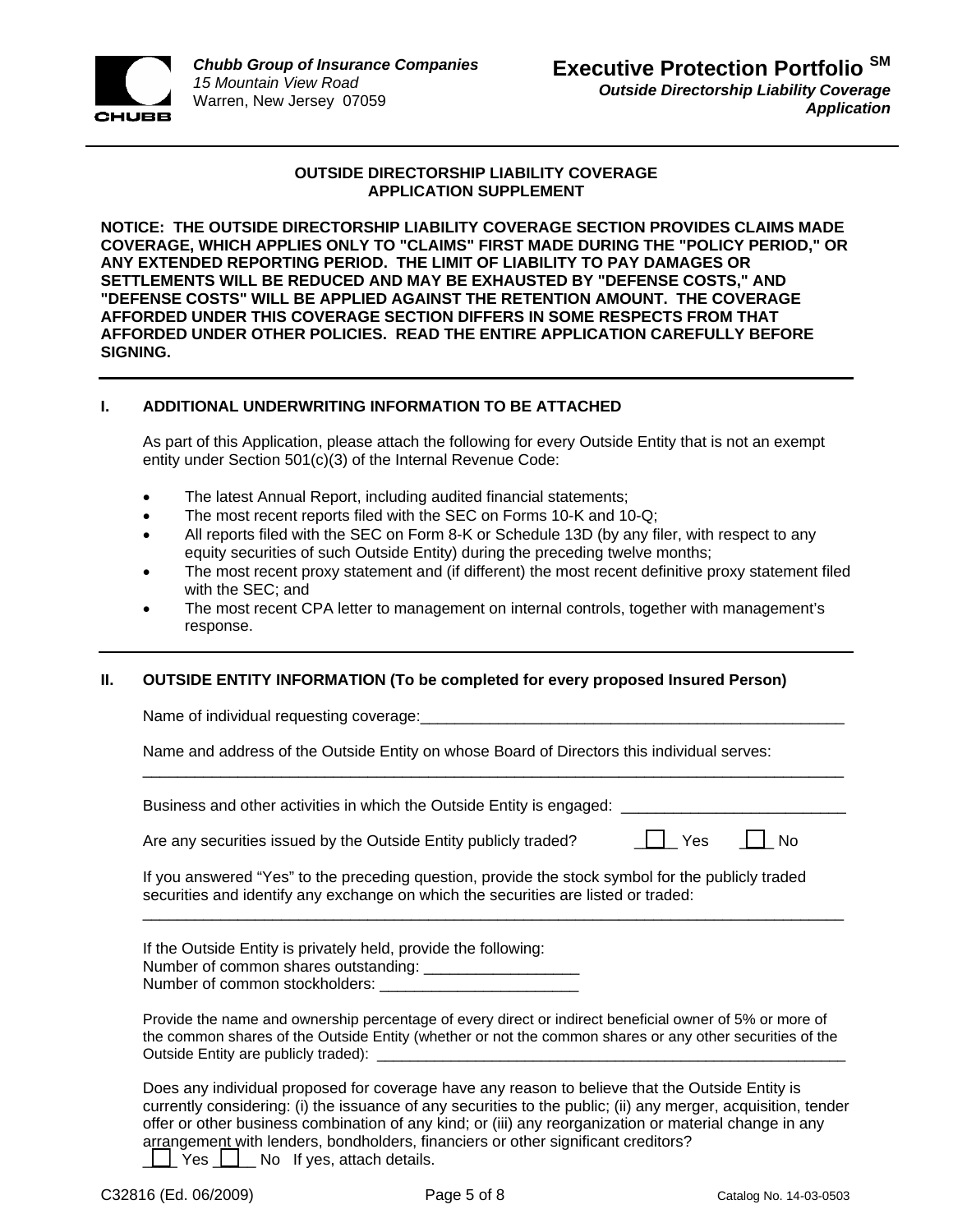**Chubb Group of Insurance Companies**
*15 Mountain View Road*
Warren, New Jersey 07059

# Executive Protection Portfolio SM

***Outside Directorship Liability Coverage Application***

## OUTSIDE DIRECTORSHIP LIABILITY COVERAGE APPLICATION SUPPLEMENT

**NOTICE: THE OUTSIDE DIRECTORSHIP LIABILITY COVERAGE SECTION PROVIDES CLAIMS MADE COVERAGE, WHICH APPLIES ONLY TO "CLAIMS" FIRST MADE DURING THE "POLICY PERIOD," OR ANY EXTENDED REPORTING PERIOD. THE LIMIT OF LIABILITY TO PAY DAMAGES OR SETTLEMENTS WILL BE REDUCED AND MAY BE EXHAUSTED BY "DEFENSE COSTS," AND "DEFENSE COSTS" WILL BE APPLIED AGAINST THE RETENTION AMOUNT. THE COVERAGE AFFORDED UNDER THIS COVERAGE SECTION DIFFERS IN SOME RESPECTS FROM THAT AFFORDED UNDER OTHER POLICIES. READ THE ENTIRE APPLICATION CAREFULLY BEFORE SIGNING.**

### I. ADDITIONAL UNDERWRITING INFORMATION TO BE ATTACHED

As part of this Application, please attach the following for every Outside Entity that is not an exempt entity under Section 501(c)(3) of the Internal Revenue Code:

- The latest Annual Report, including audited financial statements;
- The most recent reports filed with the SEC on Forms 10-K and 10-Q;
- All reports filed with the SEC on Form 8-K or Schedule 13D (by any filer, with respect to any equity securities of such Outside Entity) during the preceding twelve months;
- The most recent proxy statement and (if different) the most recent definitive proxy statement filed with the SEC; and
- The most recent CPA letter to management on internal controls, together with management's response.

### II. OUTSIDE ENTITY INFORMATION (To be completed for every proposed Insured Person)

Name of individual requesting coverage:___________________________________________________

Name and address of the Outside Entity on whose Board of Directors this individual serves:
_____________________________________________________________________________

Business and other activities in which the Outside Entity is engaged: _________________________

Are any securities issued by the Outside Entity publicly traded? ☐ Yes ☐ No

If you answered "Yes" to the preceding question, provide the stock symbol for the publicly traded securities and identify any exchange on which the securities are listed or traded:
_____________________________________________________________________________

If the Outside Entity is privately held, provide the following:
Number of common shares outstanding: _________________
Number of common stockholders: ______________________

Provide the name and ownership percentage of every direct or indirect beneficial owner of 5% or more of the common shares of the Outside Entity (whether or not the common shares or any other securities of the Outside Entity are publicly traded): ___________________________________________________________

Does any individual proposed for coverage have any reason to believe that the Outside Entity is currently considering: (i) the issuance of any securities to the public; (ii) any merger, acquisition, tender offer or other business combination of any kind; or (iii) any reorganization or material change in any arrangement with lenders, bondholders, financiers or other significant creditors?
☐ Yes ☐ No If yes, attach details.

C32816 (Ed. 06/2009) Catalog No. 14-03-0503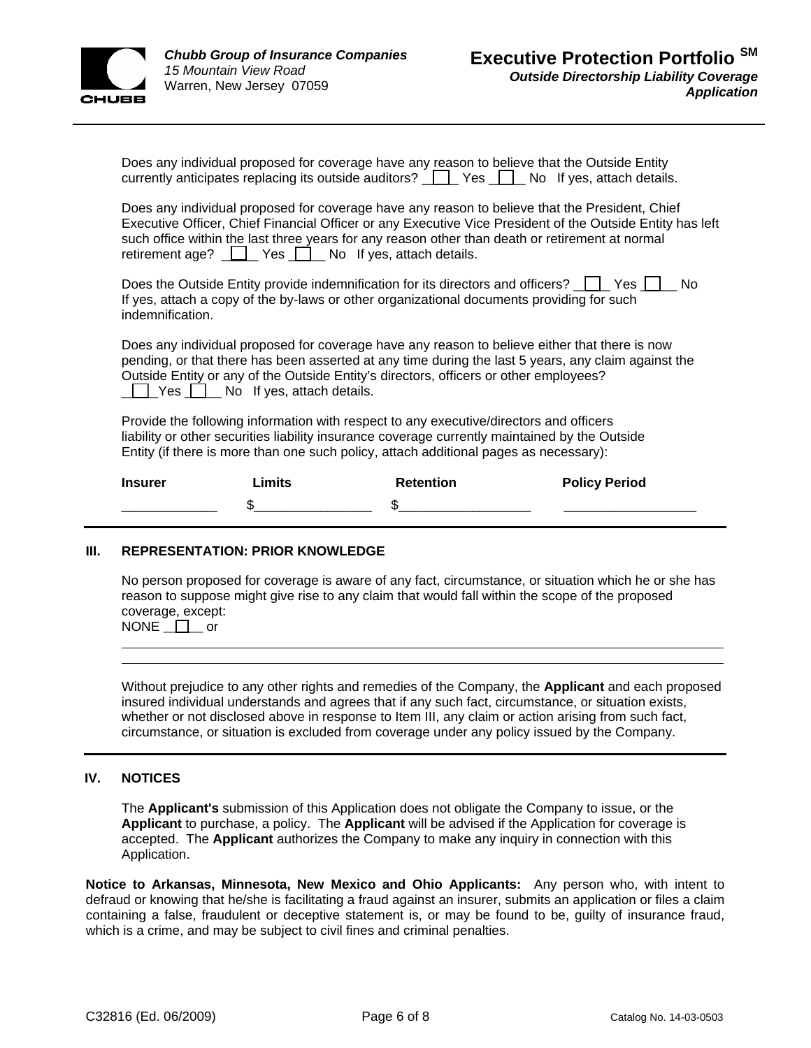Does any individual proposed for coverage have any reason to believe that the Outside Entity currently anticipates replacing its outside auditors? ☐ Yes ☐ No If yes, attach details.

Does any individual proposed for coverage have any reason to believe that the President, Chief Executive Officer, Chief Financial Officer or any Executive Vice President of the Outside Entity has left such office within the last three years for any reason other than death or retirement at normal retirement age? ☐ Yes ☐ No If yes, attach details.

Does the Outside Entity provide indemnification for its directors and officers? ☐ Yes ☐ No If yes, attach a copy of the by-laws or other organizational documents providing for such indemnification.

Does any individual proposed for coverage have any reason to believe either that there is now pending, or that there has been asserted at any time during the last 5 years, any claim against the Outside Entity or any of the Outside Entity's directors, officers or other employees? ☐ Yes ☐ No If yes, attach details.

Provide the following information with respect to any executive/directors and officers liability or other securities liability insurance coverage currently maintained by the Outside Entity (if there is more than one such policy, attach additional pages as necessary):

| **Insurer** | **Limits** | **Retention** | **Policy Period** |
|---|---|---|---|
| ____________ | $______________ | $________________ | ________________ |

## III. REPRESENTATION: PRIOR KNOWLEDGE

No person proposed for coverage is aware of any fact, circumstance, or situation which he or she has reason to suppose might give rise to any claim that would fall within the scope of the proposed coverage, except:
NONE ☐ or

______________________________________________________________________________

______________________________________________________________________________

Without prejudice to any other rights and remedies of the Company, the **Applicant** and each proposed insured individual understands and agrees that if any such fact, circumstance, or situation exists, whether or not disclosed above in response to Item III, any claim or action arising from such fact, circumstance, or situation is excluded from coverage under any policy issued by the Company.

## IV. NOTICES

The **Applicant's** submission of this Application does not obligate the Company to issue, or the **Applicant** to purchase, a policy. The **Applicant** will be advised if the Application for coverage is accepted. The **Applicant** authorizes the Company to make any inquiry in connection with this Application.

**Notice to Arkansas, Minnesota, New Mexico and Ohio Applicants:** Any person who, with intent to defraud or knowing that he/she is facilitating a fraud against an insurer, submits an application or files a claim containing a false, fraudulent or deceptive statement is, or may be found to be, guilty of insurance fraud, which is a crime, and may be subject to civil fines and criminal penalties.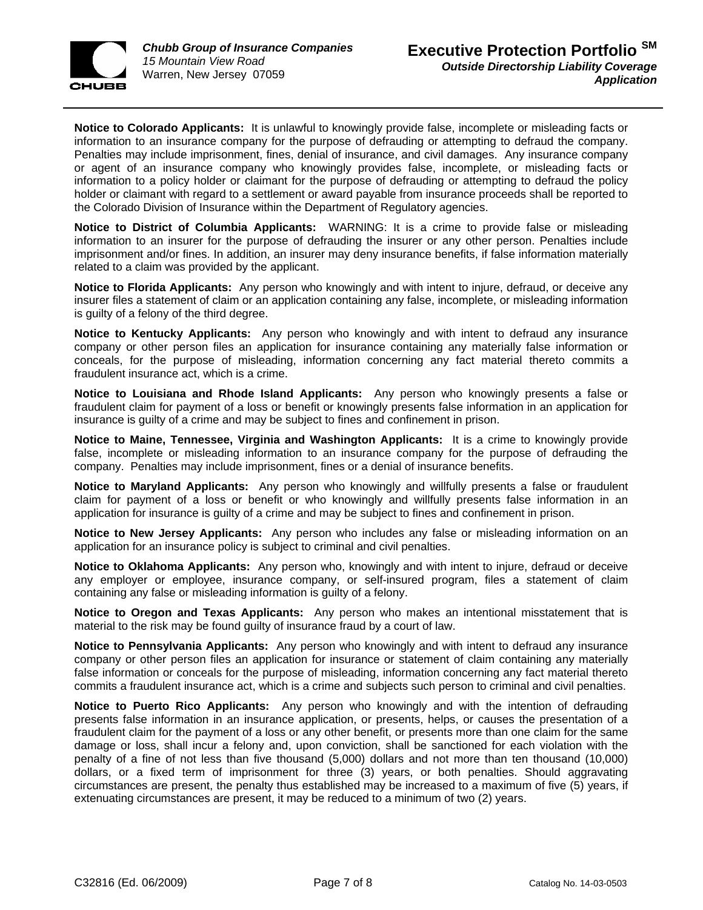**Notice to Colorado Applicants:** It is unlawful to knowingly provide false, incomplete or misleading facts or information to an insurance company for the purpose of defrauding or attempting to defraud the company. Penalties may include imprisonment, fines, denial of insurance, and civil damages. Any insurance company or agent of an insurance company who knowingly provides false, incomplete, or misleading facts or information to a policy holder or claimant for the purpose of defrauding or attempting to defraud the policy holder or claimant with regard to a settlement or award payable from insurance proceeds shall be reported to the Colorado Division of Insurance within the Department of Regulatory agencies.

**Notice to District of Columbia Applicants:** WARNING: It is a crime to provide false or misleading information to an insurer for the purpose of defrauding the insurer or any other person. Penalties include imprisonment and/or fines. In addition, an insurer may deny insurance benefits, if false information materially related to a claim was provided by the applicant.

**Notice to Florida Applicants:** Any person who knowingly and with intent to injure, defraud, or deceive any insurer files a statement of claim or an application containing any false, incomplete, or misleading information is guilty of a felony of the third degree.

**Notice to Kentucky Applicants:** Any person who knowingly and with intent to defraud any insurance company or other person files an application for insurance containing any materially false information or conceals, for the purpose of misleading, information concerning any fact material thereto commits a fraudulent insurance act, which is a crime.

**Notice to Louisiana and Rhode Island Applicants:** Any person who knowingly presents a false or fraudulent claim for payment of a loss or benefit or knowingly presents false information in an application for insurance is guilty of a crime and may be subject to fines and confinement in prison.

**Notice to Maine, Tennessee, Virginia and Washington Applicants:** It is a crime to knowingly provide false, incomplete or misleading information to an insurance company for the purpose of defrauding the company. Penalties may include imprisonment, fines or a denial of insurance benefits.

**Notice to Maryland Applicants:** Any person who knowingly and willfully presents a false or fraudulent claim for payment of a loss or benefit or who knowingly and willfully presents false information in an application for insurance is guilty of a crime and may be subject to fines and confinement in prison.

**Notice to New Jersey Applicants:** Any person who includes any false or misleading information on an application for an insurance policy is subject to criminal and civil penalties.

**Notice to Oklahoma Applicants:** Any person who, knowingly and with intent to injure, defraud or deceive any employer or employee, insurance company, or self-insured program, files a statement of claim containing any false or misleading information is guilty of a felony.

**Notice to Oregon and Texas Applicants:** Any person who makes an intentional misstatement that is material to the risk may be found guilty of insurance fraud by a court of law.

**Notice to Pennsylvania Applicants:** Any person who knowingly and with intent to defraud any insurance company or other person files an application for insurance or statement of claim containing any materially false information or conceals for the purpose of misleading, information concerning any fact material thereto commits a fraudulent insurance act, which is a crime and subjects such person to criminal and civil penalties.

**Notice to Puerto Rico Applicants:** Any person who knowingly and with the intention of defrauding presents false information in an insurance application, or presents, helps, or causes the presentation of a fraudulent claim for the payment of a loss or any other benefit, or presents more than one claim for the same damage or loss, shall incur a felony and, upon conviction, shall be sanctioned for each violation with the penalty of a fine of not less than five thousand (5,000) dollars and not more than ten thousand (10,000) dollars, or a fixed term of imprisonment for three (3) years, or both penalties. Should aggravating circumstances are present, the penalty thus established may be increased to a maximum of five (5) years, if extenuating circumstances are present, it may be reduced to a minimum of two (2) years.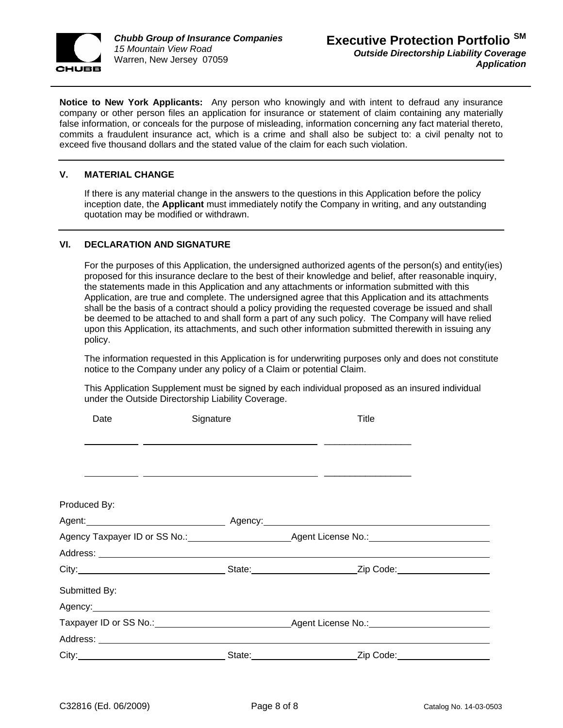**Notice to New York Applicants:** Any person who knowingly and with intent to defraud any insurance company or other person files an application for insurance or statement of claim containing any materially false information, or conceals for the purpose of misleading, information concerning any fact material thereto, commits a fraudulent insurance act, which is a crime and shall also be subject to: a civil penalty not to exceed five thousand dollars and the stated value of the claim for each such violation.

## V. MATERIAL CHANGE

If there is any material change in the answers to the questions in this Application before the policy inception date, the **Applicant** must immediately notify the Company in writing, and any outstanding quotation may be modified or withdrawn.

## VI. DECLARATION AND SIGNATURE

For the purposes of this Application, the undersigned authorized agents of the person(s) and entity(ies) proposed for this insurance declare to the best of their knowledge and belief, after reasonable inquiry, the statements made in this Application and any attachments or information submitted with this Application, are true and complete. The undersigned agree that this Application and its attachments shall be the basis of a contract should a policy providing the requested coverage be issued and shall be deemed to be attached to and shall form a part of any such policy. The Company will have relied upon this Application, its attachments, and such other information submitted therewith in issuing any policy.

The information requested in this Application is for underwriting purposes only and does not constitute notice to the Company under any policy of a Claim or potential Claim.

This Application Supplement must be signed by each individual proposed as an insured individual under the Outside Directorship Liability Coverage.

| Date | Signature | Title |
|---|---|---|
| __________ | ______________________________ | _________________ |
| __________ | ______________________________ | _________________ |

Produced By:

Agent: ______________________ Agency: ______________________________________

Agency Taxpayer ID or SS No.: __________________ Agent License No.: ____________________

Address: __________________________________________________________________

City: ________________________ State: __________________ Zip Code: ________________

Submitted By:

Agency: __________________________________________________________________

Taxpayer ID or SS No.: ______________________ Agent License No.: ____________________

Address: __________________________________________________________________

City: ________________________ State: __________________ Zip Code: ________________

C32816 (Ed. 06/2009) Catalog No. 14-03-0503